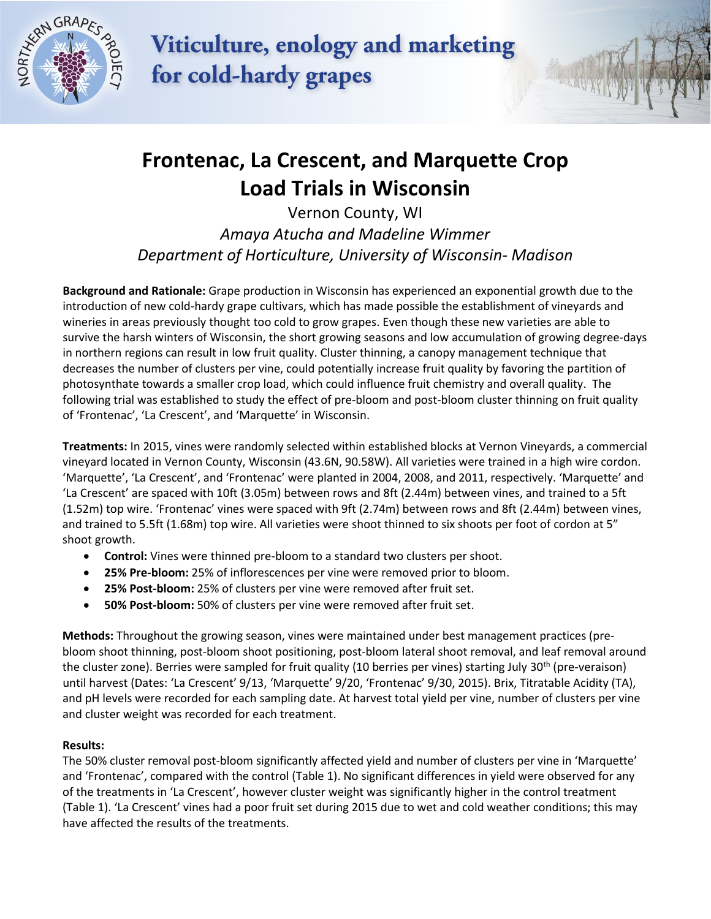# Frontenac, La Crescent, and Marquette Crop Load Trials in Wisconsin

Vernon County, WI

*Amaya Atucha and Madeline Wimmer*

*Department of Horticulture, University of Wisconsin- Madison*

**Background and Rationale:** Grape production in Wisconsin has experienced an exponential growth due to the introduction of new cold-hardy grape cultivars, which has made possible the establishment of vineyards and wineries in areas previously thought too cold to grow grapes. Even though these new varieties are able to survive the harsh winters of Wisconsin, the short growing seasons and low accumulation of growing degree-days in northern regions can result in low fruit quality. Cluster thinning, a canopy management technique that decreases the number of clusters per vine, could potentially increase fruit quality by favoring the partition of photosynthate towards a smaller crop load, which could influence fruit chemistry and overall quality. The following trial was established to study the effect of pre-bloom and post-bloom cluster thinning on fruit quality of 'Frontenac', 'La Crescent', and 'Marquette' in Wisconsin.

**Treatments:** In 2015, vines were randomly selected within established blocks at Vernon Vineyards, a commercial vineyard located in Vernon County, Wisconsin (43.6N, 90.58W). All varieties were trained in a high wire cordon. 'Marquette', 'La Crescent', and 'Frontenac' were planted in 2004, 2008, and 2011, respectively. 'Marquette' and 'La Crescent' are spaced with 10ft (3.05m) between rows and 8ft (2.44m) between vines, and trained to a 5ft (1.52m) top wire. 'Frontenac' vines were spaced with 9ft (2.74m) between rows and 8ft (2.44m) between vines, and trained to 5.5ft (1.68m) top wire. All varieties were shoot thinned to six shoots per foot of cordon at 5" shoot growth.

- **Control:** Vines were thinned pre-bloom to a standard two clusters per shoot.
- **25% Pre-bloom:** 25% of inflorescences per vine were removed prior to bloom.
- **25% Post-bloom:** 25% of clusters per vine were removed after fruit set.
- **50% Post-bloom:** 50% of clusters per vine were removed after fruit set.

**Methods:** Throughout the growing season, vines were maintained under best management practices (pre-bloom shoot thinning, post-bloom shoot positioning, post-bloom lateral shoot removal, and leaf removal around the cluster zone). Berries were sampled for fruit quality (10 berries per vines) starting July 30th (pre-veraison) until harvest (Dates: 'La Crescent' 9/13, 'Marquette' 9/20, 'Frontenac' 9/30, 2015). Brix, Titratable Acidity (TA), and pH levels were recorded for each sampling date. At harvest total yield per vine, number of clusters per vine and cluster weight was recorded for each treatment.

**Results:**

The 50% cluster removal post-bloom significantly affected yield and number of clusters per vine in 'Marquette' and 'Frontenac', compared with the control (Table 1). No significant differences in yield were observed for any of the treatments in 'La Crescent', however cluster weight was significantly higher in the control treatment (Table 1). 'La Crescent' vines had a poor fruit set during 2015 due to wet and cold weather conditions; this may have affected the results of the treatments.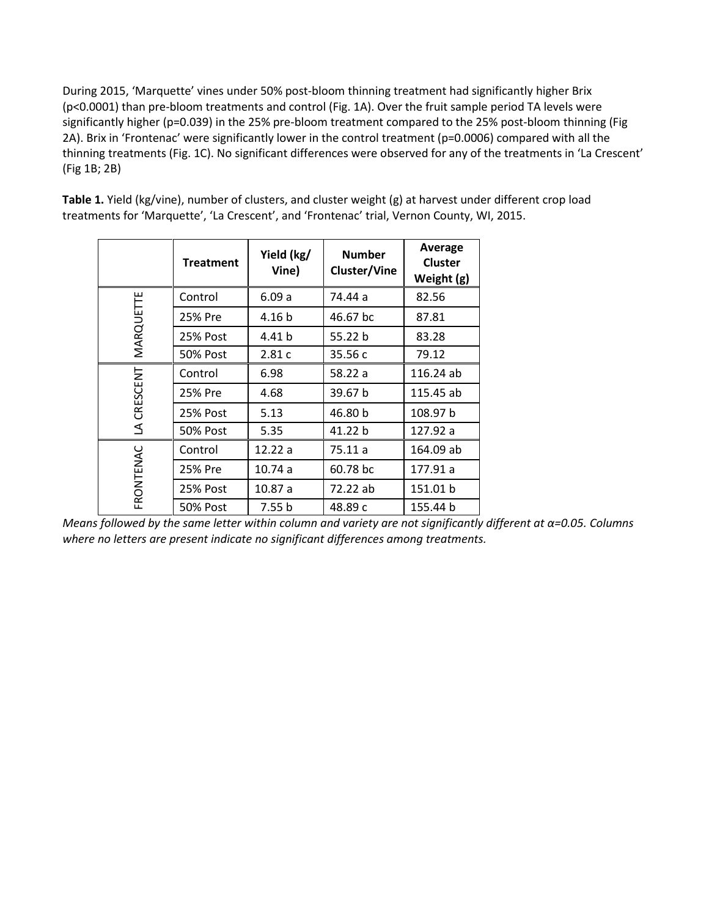During 2015, 'Marquette' vines under 50% post-bloom thinning treatment had significantly higher Brix ($p<0.0001$) than pre-bloom treatments and control (Fig. 1A). Over the fruit sample period TA levels were significantly higher ($p=0.039$) in the 25% pre-bloom treatment compared to the 25% post-bloom thinning (Fig 2A). Brix in 'Frontenac' were significantly lower in the control treatment ($p=0.0006$) compared with all the thinning treatments (Fig. 1C). No significant differences were observed for any of the treatments in 'La Crescent' (Fig 1B; 2B)

**Table 1.** Yield (kg/vine), number of clusters, and cluster weight (g) at harvest under different crop load treatments for 'Marquette', 'La Crescent', and 'Frontenac' trial, Vernon County, WI, 2015.

| | Treatment | Yield (kg/ Vine) | Number Cluster/Vine | Average Cluster Weight (g) |
|---|---|---|---|---|
| MARQUETTE | Control | 6.09 a | 74.44 a | 82.56 |
| | 25% Pre | 4.16 b | 46.67 bc | 87.81 |
| | 25% Post | 4.41 b | 55.22 b | 83.28 |
| | 50% Post | 2.81 c | 35.56 c | 79.12 |
| LA CRESCENT | Control | 6.98 | 58.22 a | 116.24 ab |
| | 25% Pre | 4.68 | 39.67 b | 115.45 ab |
| | 25% Post | 5.13 | 46.80 b | 108.97 b |
| | 50% Post | 5.35 | 41.22 b | 127.92 a |
| FRONTENAC | Control | 12.22 a | 75.11 a | 164.09 ab |
| | 25% Pre | 10.74 a | 60.78 bc | 177.91 a |
| | 25% Post | 10.87 a | 72.22 ab | 151.01 b |
| | 50% Post | 7.55 b | 48.89 c | 155.44 b |

*Means followed by the same letter within column and variety are not significantly different at α=0.05. Columns where no letters are present indicate no significant differences among treatments.*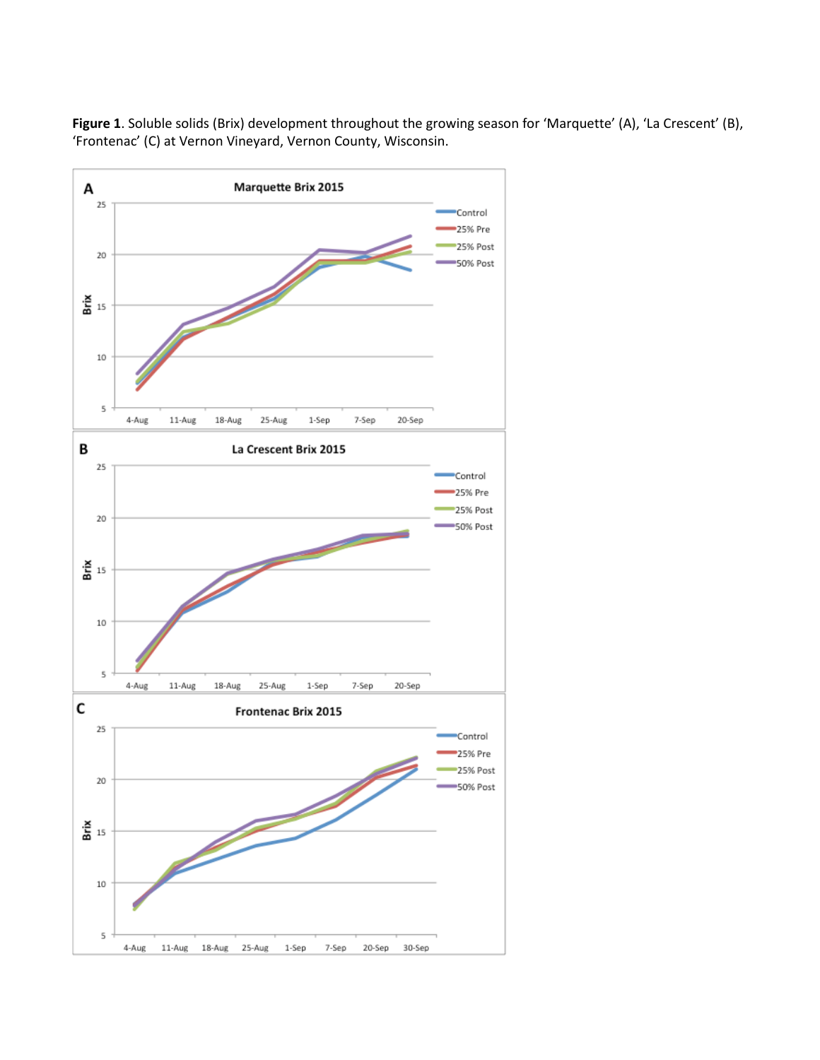**Figure 1**. Soluble solids (Brix) development throughout the growing season for 'Marquette' (A), 'La Crescent' (B), 'Frontenac' (C) at Vernon Vineyard, Vernon County, Wisconsin.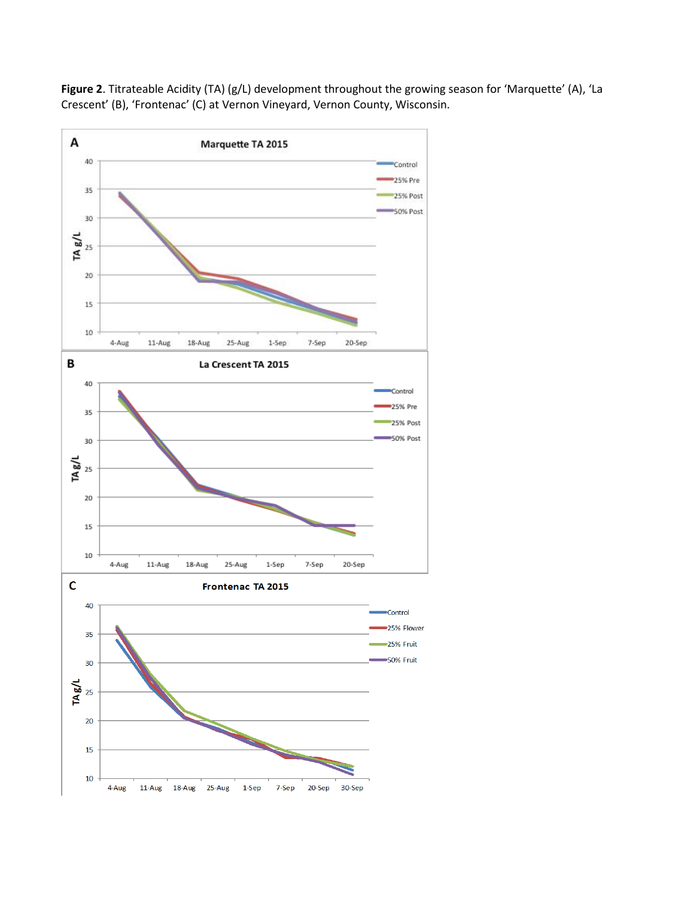**Figure 2**. Titrateable Acidity (TA) (g/L) development throughout the growing season for 'Marquette' (A), 'La Crescent' (B), 'Frontenac' (C) at Vernon Vineyard, Vernon County, Wisconsin.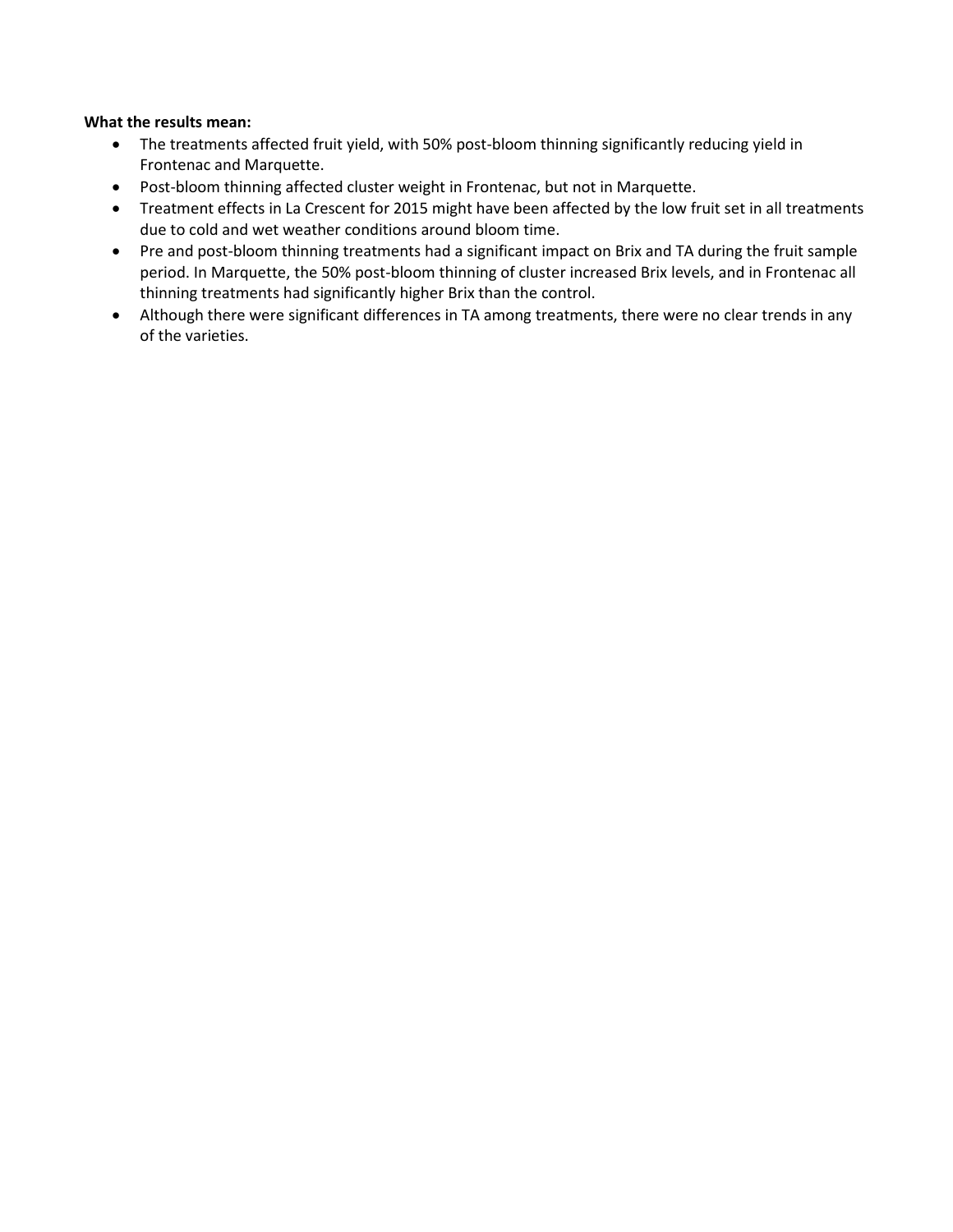**What the results mean:**

- The treatments affected fruit yield, with 50% post-bloom thinning significantly reducing yield in Frontenac and Marquette.
- Post-bloom thinning affected cluster weight in Frontenac, but not in Marquette.
- Treatment effects in La Crescent for 2015 might have been affected by the low fruit set in all treatments due to cold and wet weather conditions around bloom time.
- Pre and post-bloom thinning treatments had a significant impact on Brix and TA during the fruit sample period. In Marquette, the 50% post-bloom thinning of cluster increased Brix levels, and in Frontenac all thinning treatments had significantly higher Brix than the control.
- Although there were significant differences in TA among treatments, there were no clear trends in any of the varieties.